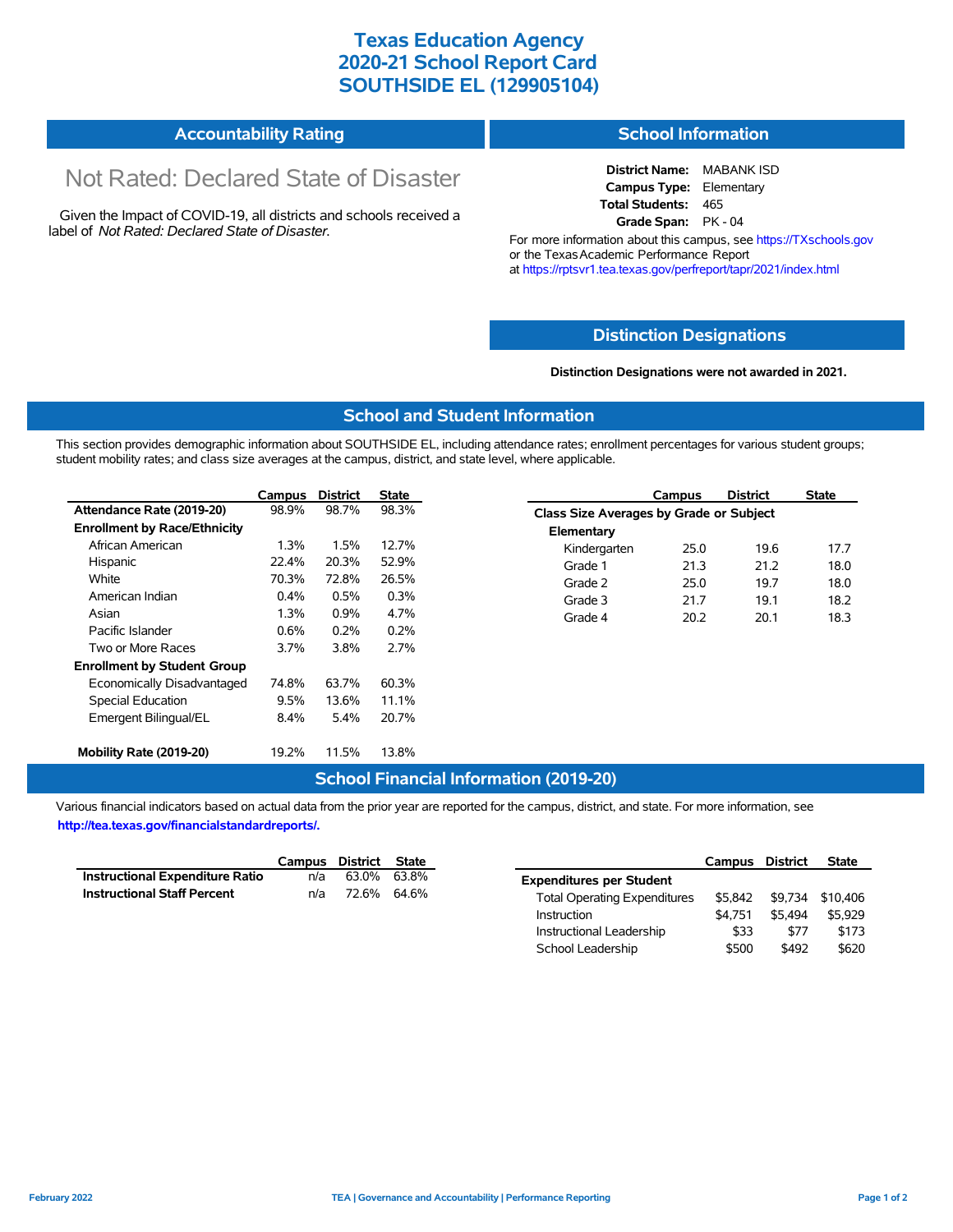# Texas Education Agency
# 2020-21 School Report Card
# SOUTHSIDE EL (129905104)

## Accountability Rating

Not Rated: Declared State of Disaster

Given the Impact of COVID-19, all districts and schools received a label of *Not Rated: Declared State of Disaster*.

## School Information

**District Name:** MABANK ISD
**Campus Type:** Elementary
**Total Students:** 465
**Grade Span:** PK - 04

For more information about this campus, see https://TXschools.gov or the Texas Academic Performance Report at https://rptsvr1.tea.texas.gov/perfreport/tapr/2021/index.html

## Distinction Designations

**Distinction Designations were not awarded in 2021.**

## School and Student Information

This section provides demographic information about SOUTHSIDE EL, including attendance rates; enrollment percentages for various student groups; student mobility rates; and class size averages at the campus, district, and state level, where applicable.

| | Campus | District | State |
|---|---|---|---|
| **Attendance Rate (2019-20)** | 98.9% | 98.7% | 98.3% |
| **Enrollment by Race/Ethnicity** | | | |
| African American | 1.3% | 1.5% | 12.7% |
| Hispanic | 22.4% | 20.3% | 52.9% |
| White | 70.3% | 72.8% | 26.5% |
| American Indian | 0.4% | 0.5% | 0.3% |
| Asian | 1.3% | 0.9% | 4.7% |
| Pacific Islander | 0.6% | 0.2% | 0.2% |
| Two or More Races | 3.7% | 3.8% | 2.7% |
| **Enrollment by Student Group** | | | |
| Economically Disadvantaged | 74.8% | 63.7% | 60.3% |
| Special Education | 9.5% | 13.6% | 11.1% |
| Emergent Bilingual/EL | 8.4% | 5.4% | 20.7% |
| **Mobility Rate (2019-20)** | 19.2% | 11.5% | 13.8% |

| | Campus | District | State |
|---|---|---|---|
| **Class Size Averages by Grade or Subject** | | | |
| **Elementary** | | | |
| Kindergarten | 25.0 | 19.6 | 17.7 |
| Grade 1 | 21.3 | 21.2 | 18.0 |
| Grade 2 | 25.0 | 19.7 | 18.0 |
| Grade 3 | 21.7 | 19.1 | 18.2 |
| Grade 4 | 20.2 | 20.1 | 18.3 |

## School Financial Information (2019-20)

Various financial indicators based on actual data from the prior year are reported for the campus, district, and state. For more information, see **http://tea.texas.gov/financialstandardreports/.**

| | Campus | District | State |
|---|---|---|---|
| **Instructional Expenditure Ratio** | n/a | 63.0% | 63.8% |
| **Instructional Staff Percent** | n/a | 72.6% | 64.6% |

| | Campus | District | State |
|---|---|---|---|
| **Expenditures per Student** | | | |
| Total Operating Expenditures | $5,842 | $9,734 | $10,406 |
| Instruction | $4,751 | $5,494 | $5,929 |
| Instructional Leadership | $33 | $77 | $173 |
| School Leadership | $500 | $492 | $620 |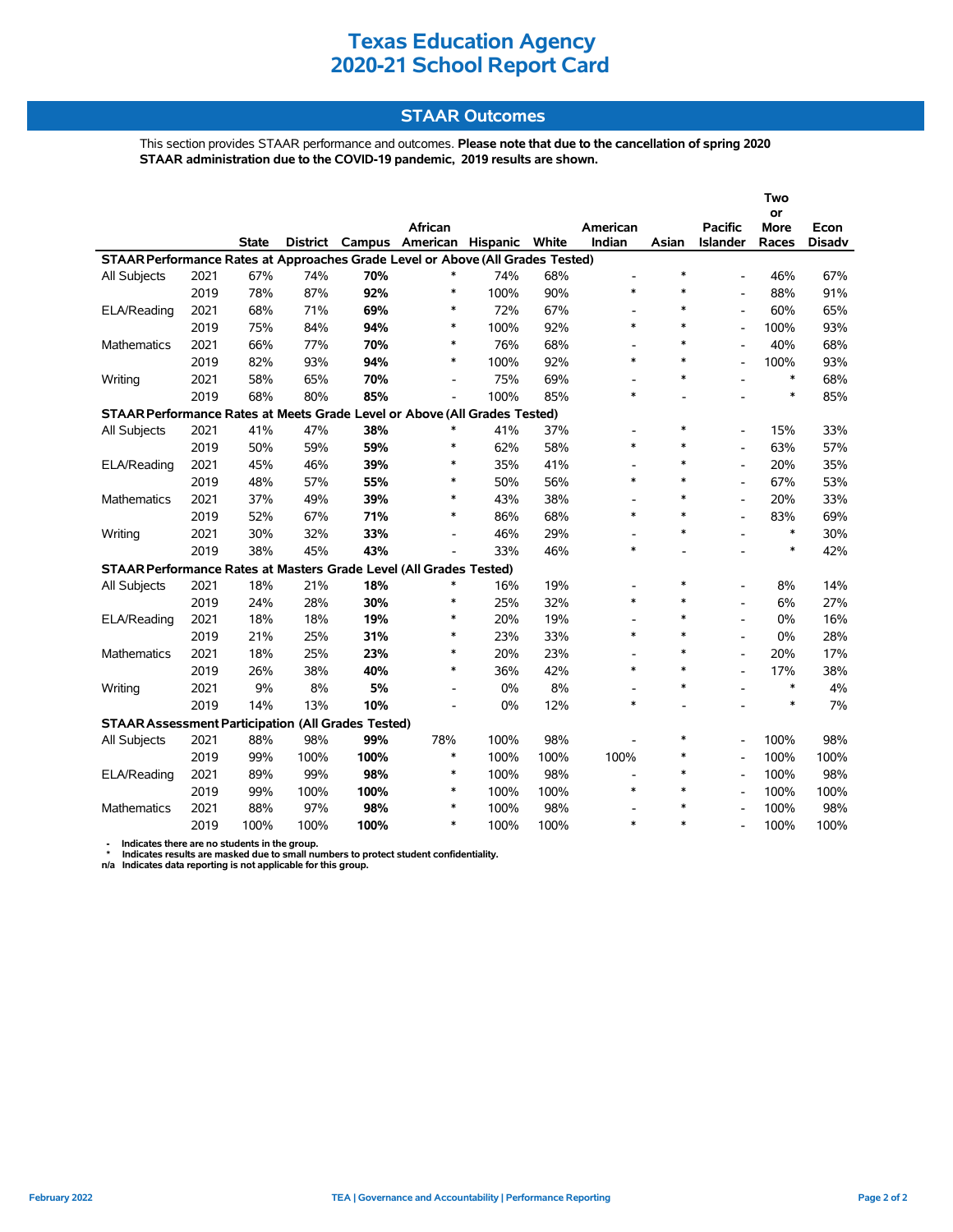# Texas Education Agency
# 2020-21 School Report Card

## STAAR Outcomes

This section provides STAAR performance and outcomes. **Please note that due to the cancellation of spring 2020 STAAR administration due to the COVID-19 pandemic, 2019 results are shown.**

| | | State | District | Campus | African American | Hispanic | White | American Indian | Asian | Pacific Islander | Two or More Races | Econ Disadv |
|---|---|---|---|---|---|---|---|---|---|---|---|---|
| **STAAR Performance Rates at Approaches Grade Level or Above (All Grades Tested)** | | | | | | | | | | | | |
| All Subjects | 2021 | 67% | 74% | **70%** | * | 74% | 68% | - | * | - | 46% | 67% |
| | 2019 | 78% | 87% | **92%** | * | 100% | 90% | * | * | - | 88% | 91% |
| ELA/Reading | 2021 | 68% | 71% | **69%** | * | 72% | 67% | - | * | - | 60% | 65% |
| | 2019 | 75% | 84% | **94%** | * | 100% | 92% | * | * | - | 100% | 93% |
| Mathematics | 2021 | 66% | 77% | **70%** | * | 76% | 68% | - | * | - | 40% | 68% |
| | 2019 | 82% | 93% | **94%** | * | 100% | 92% | * | * | - | 100% | 93% |
| Writing | 2021 | 58% | 65% | **70%** | - | 75% | 69% | - | * | - | * | 68% |
| | 2019 | 68% | 80% | **85%** | - | 100% | 85% | * | - | - | * | 85% |
| **STAAR Performance Rates at Meets Grade Level or Above (All Grades Tested)** | | | | | | | | | | | | |
| All Subjects | 2021 | 41% | 47% | **38%** | * | 41% | 37% | - | * | - | 15% | 33% |
| | 2019 | 50% | 59% | **59%** | * | 62% | 58% | * | * | - | 63% | 57% |
| ELA/Reading | 2021 | 45% | 46% | **39%** | * | 35% | 41% | - | * | - | 20% | 35% |
| | 2019 | 48% | 57% | **55%** | * | 50% | 56% | * | * | - | 67% | 53% |
| Mathematics | 2021 | 37% | 49% | **39%** | * | 43% | 38% | - | * | - | 20% | 33% |
| | 2019 | 52% | 67% | **71%** | * | 86% | 68% | * | * | - | 83% | 69% |
| Writing | 2021 | 30% | 32% | **33%** | - | 46% | 29% | - | * | - | * | 30% |
| | 2019 | 38% | 45% | **43%** | - | 33% | 46% | * | - | - | * | 42% |
| **STAAR Performance Rates at Masters Grade Level (All Grades Tested)** | | | | | | | | | | | | |
| All Subjects | 2021 | 18% | 21% | **18%** | * | 16% | 19% | - | * | - | 8% | 14% |
| | 2019 | 24% | 28% | **30%** | * | 25% | 32% | * | * | - | 6% | 27% |
| ELA/Reading | 2021 | 18% | 18% | **19%** | * | 20% | 19% | - | * | - | 0% | 16% |
| | 2019 | 21% | 25% | **31%** | * | 23% | 33% | * | * | - | 0% | 28% |
| Mathematics | 2021 | 18% | 25% | **23%** | * | 20% | 23% | - | * | - | 20% | 17% |
| | 2019 | 26% | 38% | **40%** | * | 36% | 42% | * | * | - | 17% | 38% |
| Writing | 2021 | 9% | 8% | **5%** | - | 0% | 8% | - | * | - | * | 4% |
| | 2019 | 14% | 13% | **10%** | - | 0% | 12% | * | - | - | * | 7% |
| **STAAR Assessment Participation (All Grades Tested)** | | | | | | | | | | | | |
| All Subjects | 2021 | 88% | 98% | **99%** | 78% | 100% | 98% | - | * | - | 100% | 98% |
| | 2019 | 99% | 100% | **100%** | * | 100% | 100% | 100% | * | - | 100% | 100% |
| ELA/Reading | 2021 | 89% | 99% | **98%** | * | 100% | 98% | - | * | - | 100% | 98% |
| | 2019 | 99% | 100% | **100%** | * | 100% | 100% | * | * | - | 100% | 100% |
| Mathematics | 2021 | 88% | 97% | **98%** | * | 100% | 98% | - | * | - | 100% | 98% |
| | 2019 | 100% | 100% | **100%** | * | 100% | 100% | * | * | - | 100% | 100% |

**-** Indicates there are no students in the group.
**\*** Indicates results are masked due to small numbers to protect student confidentiality.
**n/a** Indicates data reporting is not applicable for this group.